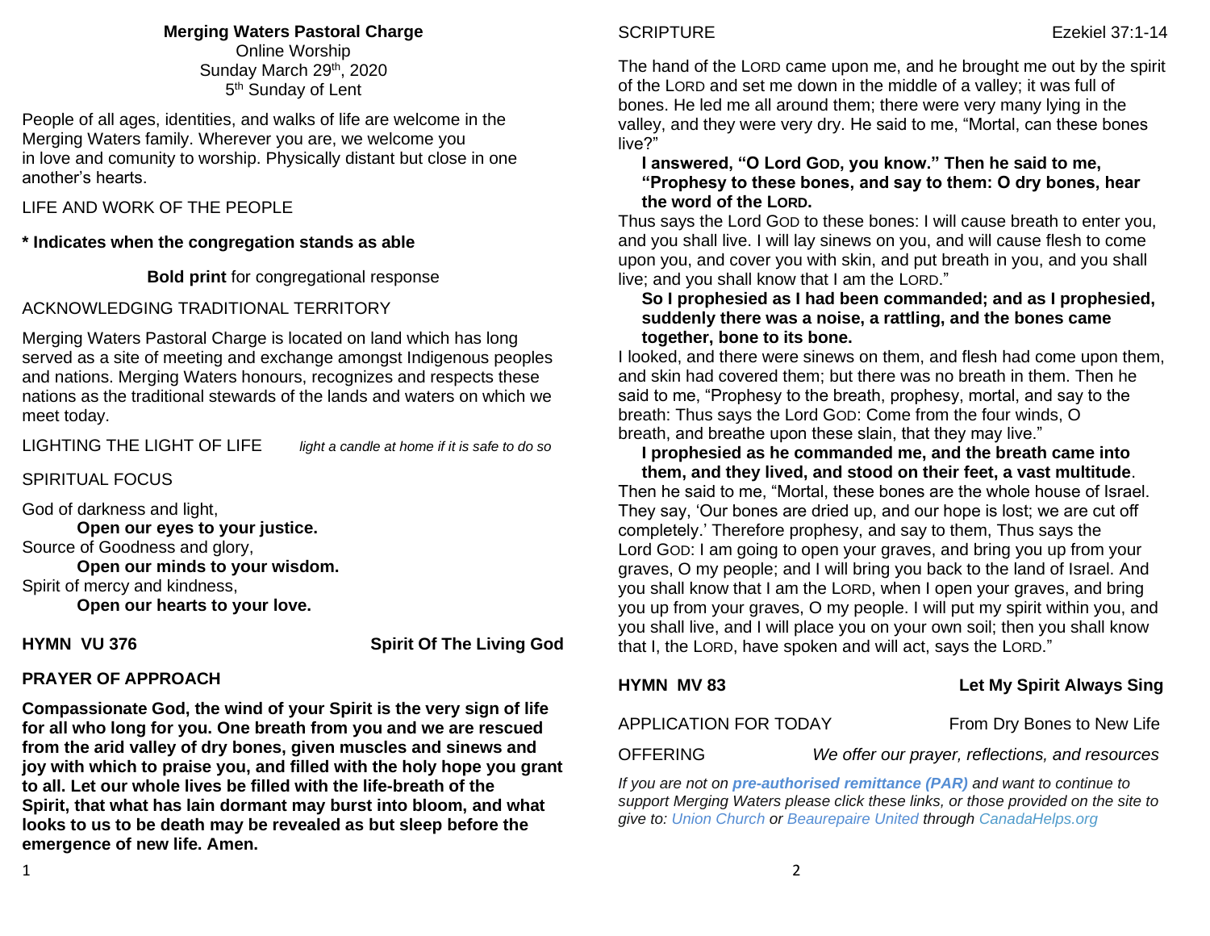**Merging Waters Pastoral Charge**
Online Worship
Sunday March 29th, 2020
5th Sunday of Lent

People of all ages, identities, and walks of life are welcome in the Merging Waters family. Wherever you are, we welcome you in love and comunity to worship. Physically distant but close in one another's hearts.

LIFE AND WORK OF THE PEOPLE

**\* Indicates when the congregation stands as able**

**Bold print** for congregational response

ACKNOWLEDGING TRADITIONAL TERRITORY

Merging Waters Pastoral Charge is located on land which has long served as a site of meeting and exchange amongst Indigenous peoples and nations. Merging Waters honours, recognizes and respects these nations as the traditional stewards of the lands and waters on which we meet today.

LIGHTING THE LIGHT OF LIFE *light a candle at home if it is safe to do so*

SPIRITUAL FOCUS

God of darkness and light,
**Open our eyes to your justice.**
Source of Goodness and glory,
**Open our minds to your wisdom.**
Spirit of mercy and kindness,
**Open our hearts to your love.**

**HYMN VU 376 Spirit Of The Living God**

**PRAYER OF APPROACH**

**Compassionate God, the wind of your Spirit is the very sign of life for all who long for you. One breath from you and we are rescued from the arid valley of dry bones, given muscles and sinews and joy with which to praise you, and filled with the holy hope you grant to all. Let our whole lives be filled with the life-breath of the Spirit, that what has lain dormant may burst into bloom, and what looks to us to be death may be revealed as but sleep before the emergence of new life. Amen.**

SCRIPTURE Ezekiel 37:1-14

The hand of the LORD came upon me, and he brought me out by the spirit of the LORD and set me down in the middle of a valley; it was full of bones. He led me all around them; there were very many lying in the valley, and they were very dry. He said to me, "Mortal, can these bones live?"

**I answered, "O Lord GOD, you know." Then he said to me, "Prophesy to these bones, and say to them: O dry bones, hear the word of the LORD.**

Thus says the Lord GOD to these bones: I will cause breath to enter you, and you shall live. I will lay sinews on you, and will cause flesh to come upon you, and cover you with skin, and put breath in you, and you shall live; and you shall know that I am the LORD."

**So I prophesied as I had been commanded; and as I prophesied, suddenly there was a noise, a rattling, and the bones came together, bone to its bone.**

I looked, and there were sinews on them, and flesh had come upon them, and skin had covered them; but there was no breath in them. Then he said to me, "Prophesy to the breath, prophesy, mortal, and say to the breath: Thus says the Lord GOD: Come from the four winds, O breath, and breathe upon these slain, that they may live."

**I prophesied as he commanded me, and the breath came into them, and they lived, and stood on their feet, a vast multitude**.

Then he said to me, "Mortal, these bones are the whole house of Israel. They say, 'Our bones are dried up, and our hope is lost; we are cut off completely.' Therefore prophesy, and say to them, Thus says the Lord GOD: I am going to open your graves, and bring you up from your graves, O my people; and I will bring you back to the land of Israel. And you shall know that I am the LORD, when I open your graves, and bring you up from your graves, O my people. I will put my spirit within you, and you shall live, and I will place you on your own soil; then you shall know that I, the LORD, have spoken and will act, says the LORD."

**HYMN MV 83 Let My Spirit Always Sing**

APPLICATION FOR TODAY From Dry Bones to New Life

OFFERING *We offer our prayer, reflections, and resources*

*If you are not on **pre-authorised remittance (PAR)** and want to continue to support Merging Waters please click these links, or those provided on the site to give to: Union Church or Beaurepaire United through CanadaHelps.org*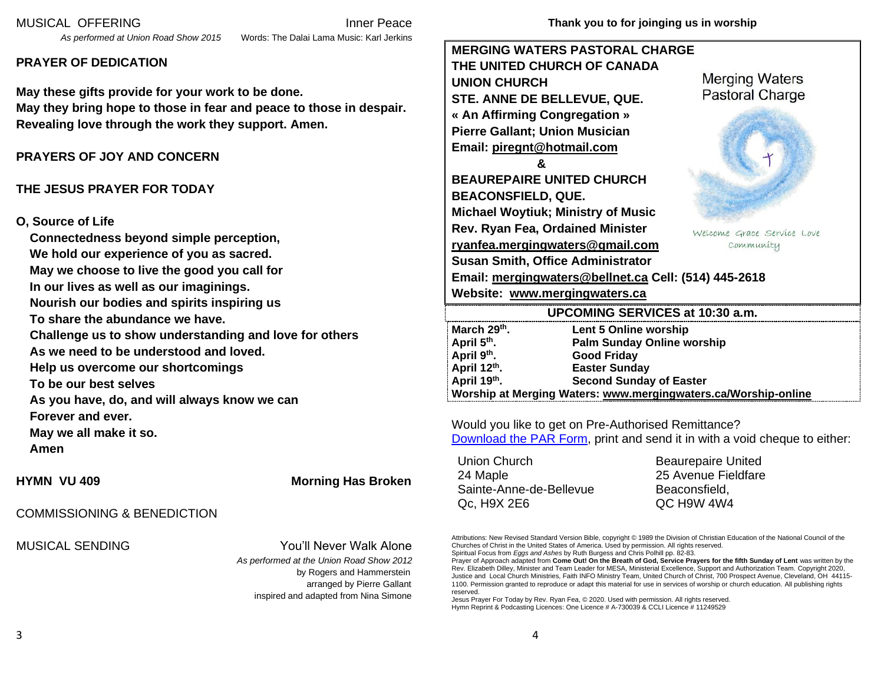MUSICAL OFFERING Inner Peace

*As performed at Union Road Show 2015* Words: The Dalai Lama Music: Karl Jenkins

**PRAYER OF DEDICATION**

**May these gifts provide for your work to be done.**
**May they bring hope to those in fear and peace to those in despair.**
**Revealing love through the work they support. Amen.**

**PRAYERS OF JOY AND CONCERN**

**THE JESUS PRAYER FOR TODAY**

**O, Source of Life**
**Connectedness beyond simple perception,**
**We hold our experience of you as sacred.**
**May we choose to live the good you call for**
**In our lives as well as our imaginings.**
**Nourish our bodies and spirits inspiring us**
**To share the abundance we have.**
**Challenge us to show understanding and love for others**
**As we need to be understood and loved.**
**Help us overcome our shortcomings**
**To be our best selves**
**As you have, do, and will always know we can**
**Forever and ever.**
**May we all make it so.**
**Amen**

**HYMN VU 409** **Morning Has Broken**

COMMISSIONING & BENEDICTION

MUSICAL SENDING You'll Never Walk Alone

*As performed at the Union Road Show 2012*
by Rogers and Hammerstein
arranged by Pierre Gallant
inspired and adapted from Nina Simone

**Thank you to for joinging us in worship**

**MERGING WATERS PASTORAL CHARGE**
**THE UNITED CHURCH OF CANADA**
**UNION CHURCH**
**STE. ANNE DE BELLEVUE, QUE.**
**« An Affirming Congregation »**
**Pierre Gallant; Union Musician**
**Email: piregnt@hotmail.com**
**&**
**BEAUREPAIRE UNITED CHURCH**
**BEACONSFIELD, QUE.**
**Michael Woytiuk; Ministry of Music**
**Rev. Ryan Fea, Ordained Minister**
**ryanfea.mergingwaters@gmail.com**
**Susan Smith, Office Administrator**
**Email: mergingwaters@bellnet.ca Cell: (514) 445-2618**
**Website: www.mergingwaters.ca**

Merging Waters Pastoral Charge

Welcome Grace Service Love Community

**UPCOMING SERVICES at 10:30 a.m.**

| | |
|---|---|
| **March 29th.** | **Lent 5 Online worship** |
| **April 5th.** | **Palm Sunday Online worship** |
| **April 9th.** | **Good Friday** |
| **April 12th.** | **Easter Sunday** |
| **April 19th.** | **Second Sunday of Easter** |

**Worship at Merging Waters: www.mergingwaters.ca/Worship-online**

Would you like to get on Pre-Authorised Remittance? Download the PAR Form, print and send it in with a void cheque to either:

Union Church
24 Maple
Sainte-Anne-de-Bellevue
Qc, H9X 2E6

Beaurepaire United
25 Avenue Fieldfare
Beaconsfield,
QC H9W 4W4

Attributions: New Revised Standard Version Bible, copyright © 1989 the Division of Christian Education of the National Council of the Churches of Christ in the United States of America. Used by permission. All rights reserved.
Spiritual Focus from *Eggs and Ashes* by Ruth Burgess and Chris Polhill pp. 82-83.
Prayer of Approach adapted from **Come Out! On the Breath of God, Service Prayers for the fifth Sunday of Lent** was written by the Rev. Elizabeth Dilley, Minister and Team Leader for MESA, Ministerial Excellence, Support and Authorization Team. Copyright 2020, Justice and Local Church Ministries, Faith INFO Ministry Team, United Church of Christ, 700 Prospect Avenue, Cleveland, OH 44115-1100. Permission granted to reproduce or adapt this material for use in services of worship or church education. All publishing rights reserved.
Jesus Prayer For Today by Rev. Ryan Fea, © 2020. Used with permission. All rights reserved.
Hymn Reprint & Podcasting Licences: One Licence # A-730039 & CCLI Licence # 11249529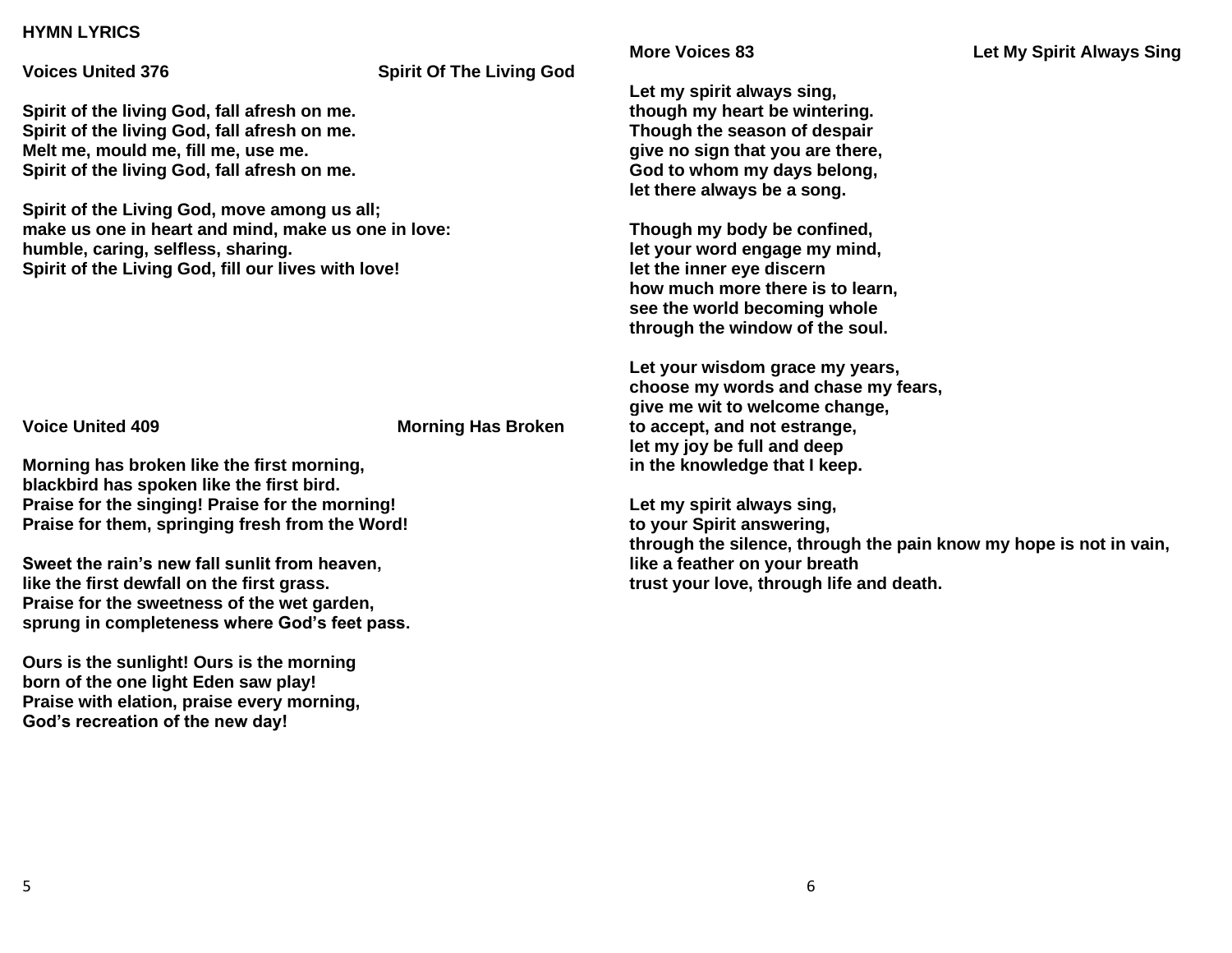**HYMN LYRICS**

**Voices United 376 — Spirit Of The Living God**

**Spirit of the living God, fall afresh on me.**
**Spirit of the living God, fall afresh on me.**
**Melt me, mould me, fill me, use me.**
**Spirit of the living God, fall afresh on me.**

**Spirit of the Living God, move among us all;**
**make us one in heart and mind, make us one in love:**
**humble, caring, selfless, sharing.**
**Spirit of the Living God, fill our lives with love!**

**Voice United 409 — Morning Has Broken**

**Morning has broken like the first morning,**
**blackbird has spoken like the first bird.**
**Praise for the singing! Praise for the morning!**
**Praise for them, springing fresh from the Word!**

**Sweet the rain's new fall sunlit from heaven,**
**like the first dewfall on the first grass.**
**Praise for the sweetness of the wet garden,**
**sprung in completeness where God's feet pass.**

**Ours is the sunlight! Ours is the morning**
**born of the one light Eden saw play!**
**Praise with elation, praise every morning,**
**God's recreation of the new day!**

**More Voices 83 — Let My Spirit Always Sing**

**Let my spirit always sing,**
**though my heart be wintering.**
**Though the season of despair**
**give no sign that you are there,**
**God to whom my days belong,**
**let there always be a song.**

**Though my body be confined,**
**let your word engage my mind,**
**let the inner eye discern**
**how much more there is to learn,**
**see the world becoming whole**
**through the window of the soul.**

**Let your wisdom grace my years,**
**choose my words and chase my fears,**
**give me wit to welcome change,**
**to accept, and not estrange,**
**let my joy be full and deep**
**in the knowledge that I keep.**

**Let my spirit always sing,**
**to your Spirit answering,**
**through the silence, through the pain know my hope is not in vain,**
**like a feather on your breath**
**trust your love, through life and death.**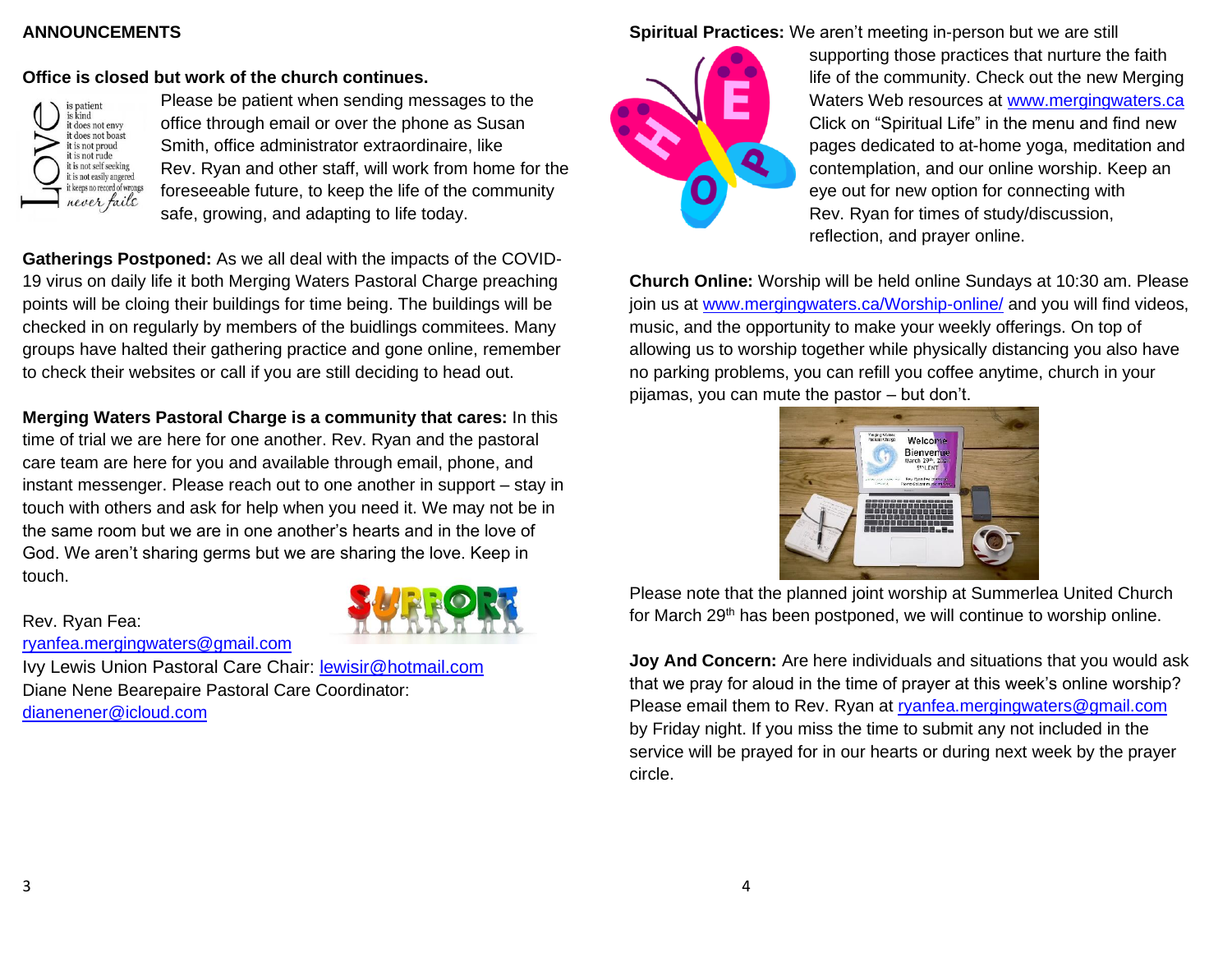## ANNOUNCEMENTS

### Office is closed but work of the church continues.

Please be patient when sending messages to the office through email or over the phone as Susan Smith, office administrator extraordinaire, like Rev. Ryan and other staff, will work from home for the foreseeable future, to keep the life of the community safe, growing, and adapting to life today.

**Gatherings Postponed:** As we all deal with the impacts of the COVID-19 virus on daily life it both Merging Waters Pastoral Charge preaching points will be cloing their buildings for time being. The buildings will be checked in on regularly by members of the buidlings commitees. Many groups have halted their gathering practice and gone online, remember to check their websites or call if you are still deciding to head out.

**Merging Waters Pastoral Charge is a community that cares:** In this time of trial we are here for one another. Rev. Ryan and the pastoral care team are here for you and available through email, phone, and instant messenger. Please reach out to one another in support – stay in touch with others and ask for help when you need it. We may not be in the same room but we are in one another's hearts and in the love of God. We aren't sharing germs but we are sharing the love. Keep in touch.

Rev. Ryan Fea:
ryanfea.mergingwaters@gmail.com
Ivy Lewis Union Pastoral Care Chair: lewisir@hotmail.com
Diane Nene Bearepaire Pastoral Care Coordinator:
dianenener@icloud.com

**Spiritual Practices:** We aren't meeting in-person but we are still supporting those practices that nurture the faith life of the community. Check out the new Merging Waters Web resources at www.mergingwaters.ca Click on "Spiritual Life" in the menu and find new pages dedicated to at-home yoga, meditation and contemplation, and our online worship. Keep an eye out for new option for connecting with Rev. Ryan for times of study/discussion, reflection, and prayer online.

**Church Online:** Worship will be held online Sundays at 10:30 am. Please join us at www.mergingwaters.ca/Worship-online/ and you will find videos, music, and the opportunity to make your weekly offerings. On top of allowing us to worship together while physically distancing you also have no parking problems, you can refill you coffee anytime, church in your pijamas, you can mute the pastor – but don't.

Please note that the planned joint worship at Summerlea United Church for March 29th has been postponed, we will continue to worship online.

**Joy And Concern:** Are here individuals and situations that you would ask that we pray for aloud in the time of prayer at this week's online worship? Please email them to Rev. Ryan at ryanfea.mergingwaters@gmail.com by Friday night. If you miss the time to submit any not included in the service will be prayed for in our hearts or during next week by the prayer circle.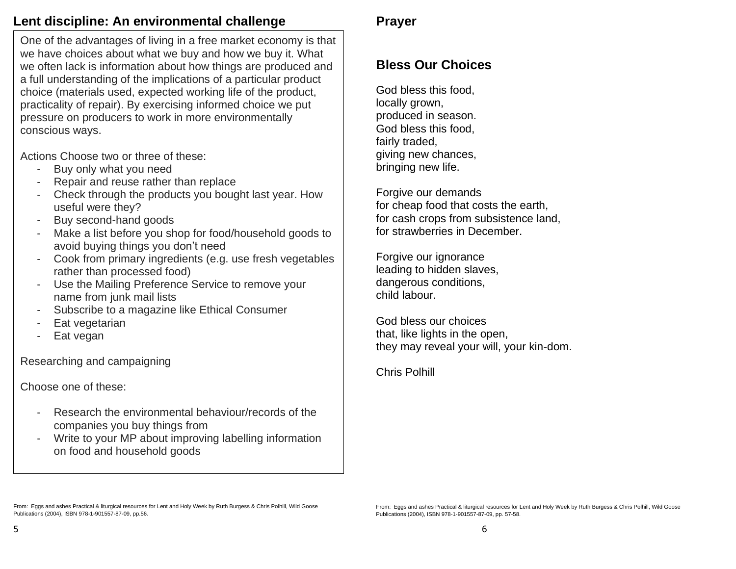## Lent discipline: An environmental challenge

One of the advantages of living in a free market economy is that we have choices about what we buy and how we buy it. What we often lack is information about how things are produced and a full understanding of the implications of a particular product choice (materials used, expected working life of the product, practicality of repair). By exercising informed choice we put pressure on producers to work in more environmentally conscious ways.

Actions Choose two or three of these:

- Buy only what you need
- Repair and reuse rather than replace
- Check through the products you bought last year. How useful were they?
- Buy second-hand goods
- Make a list before you shop for food/household goods to avoid buying things you don't need
- Cook from primary ingredients (e.g. use fresh vegetables rather than processed food)
- Use the Mailing Preference Service to remove your name from junk mail lists
- Subscribe to a magazine like Ethical Consumer
- Eat vegetarian
- Eat vegan

Researching and campaigning

Choose one of these:

- Research the environmental behaviour/records of the companies you buy things from
- Write to your MP about improving labelling information on food and household goods

From: Eggs and ashes Practical & liturgical resources for Lent and Holy Week by Ruth Burgess & Chris Polhill, Wild Goose Publications (2004), ISBN 978-1-901557-87-09, pp.56.

## Prayer

### Bless Our Choices

God bless this food,
locally grown,
produced in season.
God bless this food,
fairly traded,
giving new chances,
bringing new life.

Forgive our demands
for cheap food that costs the earth,
for cash crops from subsistence land,
for strawberries in December.

Forgive our ignorance
leading to hidden slaves,
dangerous conditions,
child labour.

God bless our choices
that, like lights in the open,
they may reveal your will, your kin-dom.

Chris Polhill

From: Eggs and ashes Practical & liturgical resources for Lent and Holy Week by Ruth Burgess & Chris Polhill, Wild Goose Publications (2004), ISBN 978-1-901557-87-09, pp. 57-58.